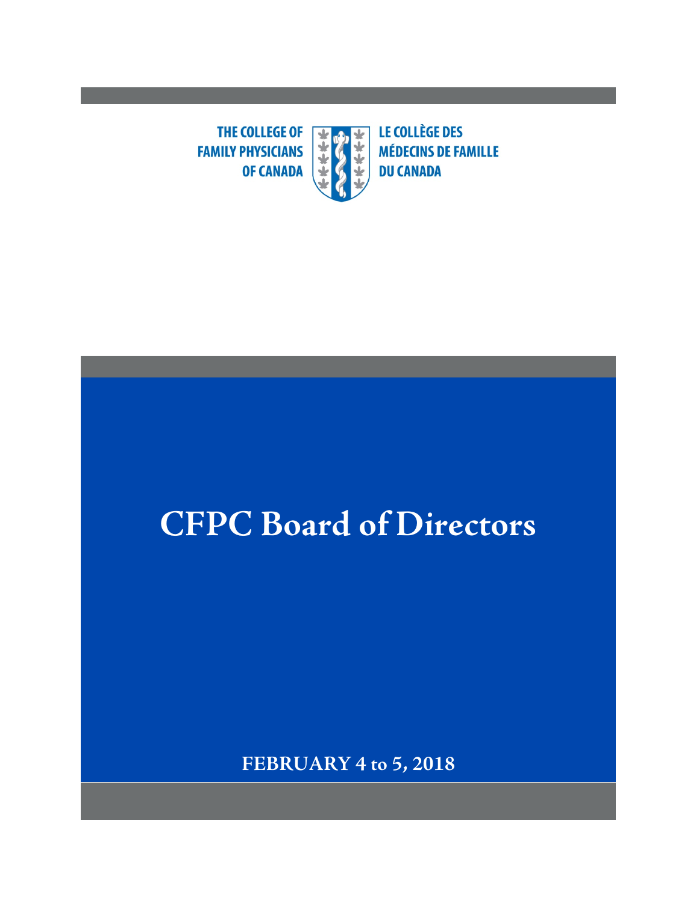THE COLLEGE OF
FAMILY PHYSICIANS
OF CANADA

LE COLLÈGE DES
MÉDECINS DE FAMILLE
DU CANADA

# CFPC Board of Directors

**FEBRUARY 4 to 5, 2018**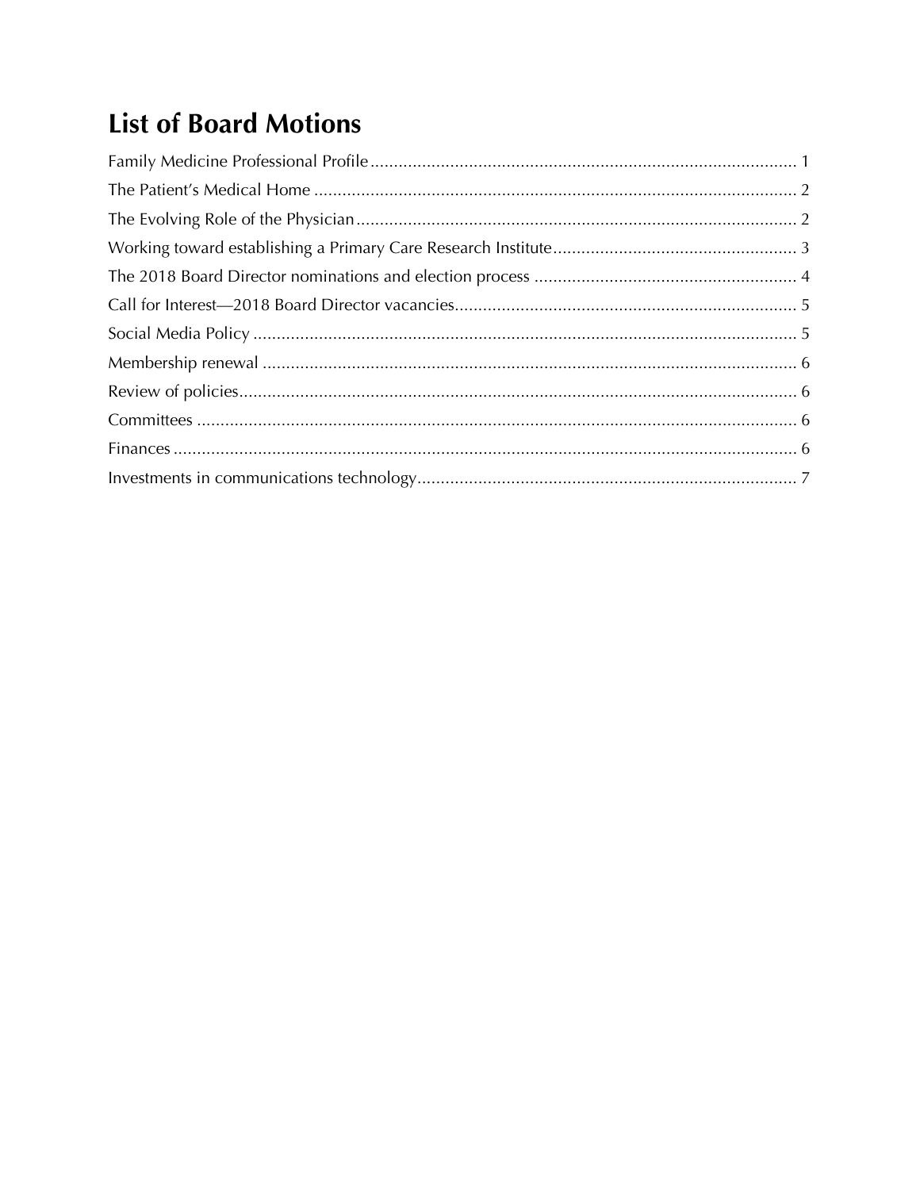## List of Board Motions

Family Medicine Professional Profile .......................................................................................... 1
The Patient's Medical Home ...................................................................................................... 2
The Evolving Role of the Physician ............................................................................................. 2
Working toward establishing a Primary Care Research Institute ................................................... 3
The 2018 Board Director nominations and election process ........................................................ 4
Call for Interest—2018 Board Director vacancies ......................................................................... 5
Social Media Policy .................................................................................................................... 5
Membership renewal .................................................................................................................. 6
Review of policies ....................................................................................................................... 6
Committees ................................................................................................................................ 6
Finances ..................................................................................................................................... 6
Investments in communications technology ................................................................................. 7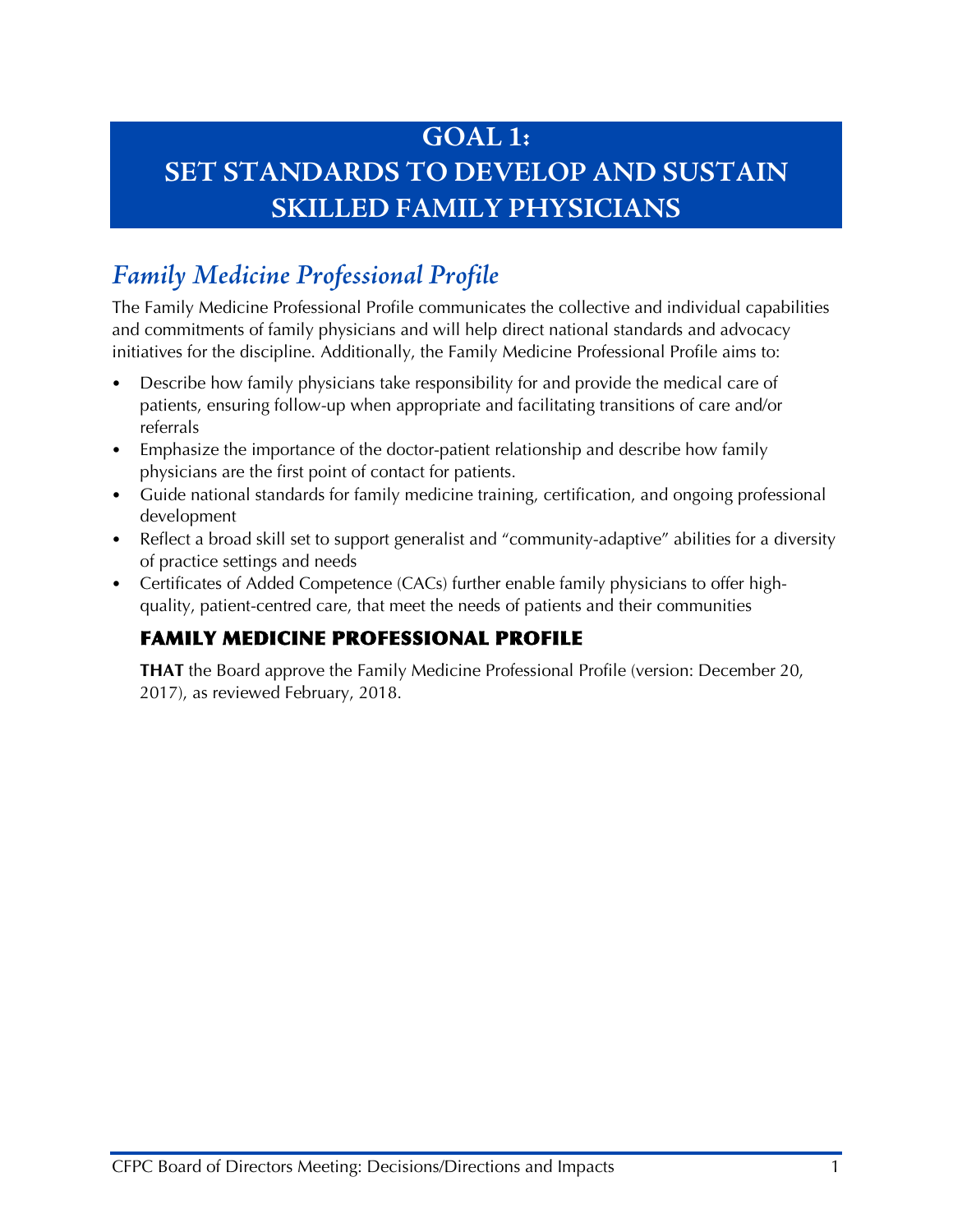# GOAL 1: SET STANDARDS TO DEVELOP AND SUSTAIN SKILLED FAMILY PHYSICIANS

## *Family Medicine Professional Profile*

The Family Medicine Professional Profile communicates the collective and individual capabilities and commitments of family physicians and will help direct national standards and advocacy initiatives for the discipline. Additionally, the Family Medicine Professional Profile aims to:

- Describe how family physicians take responsibility for and provide the medical care of patients, ensuring follow-up when appropriate and facilitating transitions of care and/or referrals
- Emphasize the importance of the doctor-patient relationship and describe how family physicians are the first point of contact for patients.
- Guide national standards for family medicine training, certification, and ongoing professional development
- Reflect a broad skill set to support generalist and "community-adaptive" abilities for a diversity of practice settings and needs
- Certificates of Added Competence (CACs) further enable family physicians to offer high-quality, patient-centred care, that meet the needs of patients and their communities

### FAMILY MEDICINE PROFESSIONAL PROFILE

**THAT** the Board approve the Family Medicine Professional Profile (version: December 20, 2017), as reviewed February, 2018.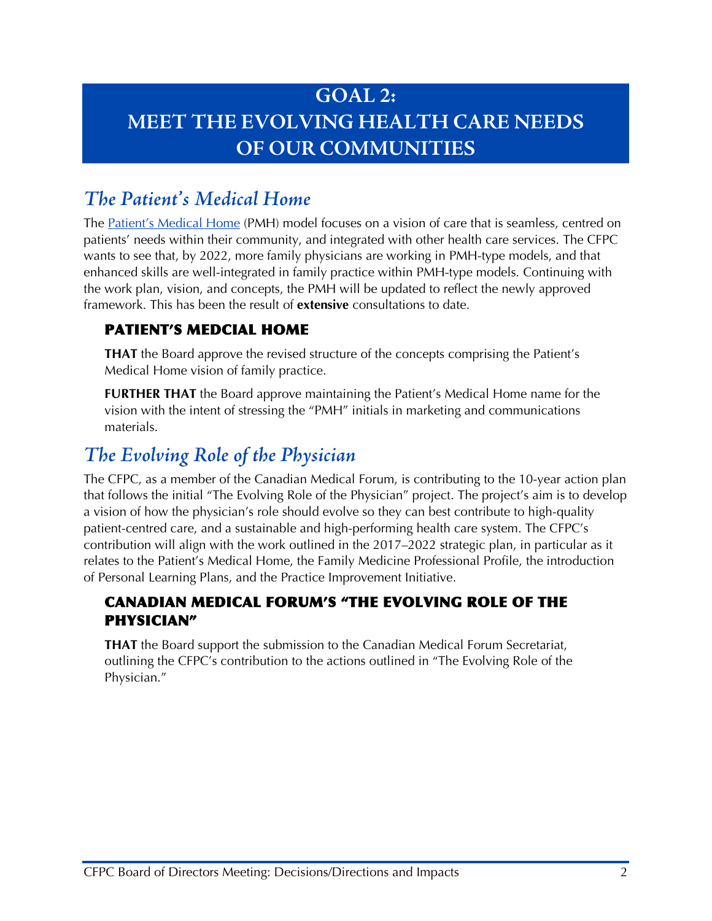# GOAL 2: MEET THE EVOLVING HEALTH CARE NEEDS OF OUR COMMUNITIES

## *The Patient's Medical Home*

The Patient's Medical Home (PMH) model focuses on a vision of care that is seamless, centred on patients' needs within their community, and integrated with other health care services. The CFPC wants to see that, by 2022, more family physicians are working in PMH-type models, and that enhanced skills are well-integrated in family practice within PMH-type models. Continuing with the work plan, vision, and concepts, the PMH will be updated to reflect the newly approved framework. This has been the result of **extensive** consultations to date.

### PATIENT'S MEDCIAL HOME

**THAT** the Board approve the revised structure of the concepts comprising the Patient's Medical Home vision of family practice.

**FURTHER THAT** the Board approve maintaining the Patient's Medical Home name for the vision with the intent of stressing the "PMH" initials in marketing and communications materials.

## *The Evolving Role of the Physician*

The CFPC, as a member of the Canadian Medical Forum, is contributing to the 10-year action plan that follows the initial "The Evolving Role of the Physician" project. The project's aim is to develop a vision of how the physician's role should evolve so they can best contribute to high-quality patient-centred care, and a sustainable and high-performing health care system. The CFPC's contribution will align with the work outlined in the 2017–2022 strategic plan, in particular as it relates to the Patient's Medical Home, the Family Medicine Professional Profile, the introduction of Personal Learning Plans, and the Practice Improvement Initiative.

### CANADIAN MEDICAL FORUM'S "THE EVOLVING ROLE OF THE PHYSICIAN"

**THAT** the Board support the submission to the Canadian Medical Forum Secretariat, outlining the CFPC's contribution to the actions outlined in "The Evolving Role of the Physician."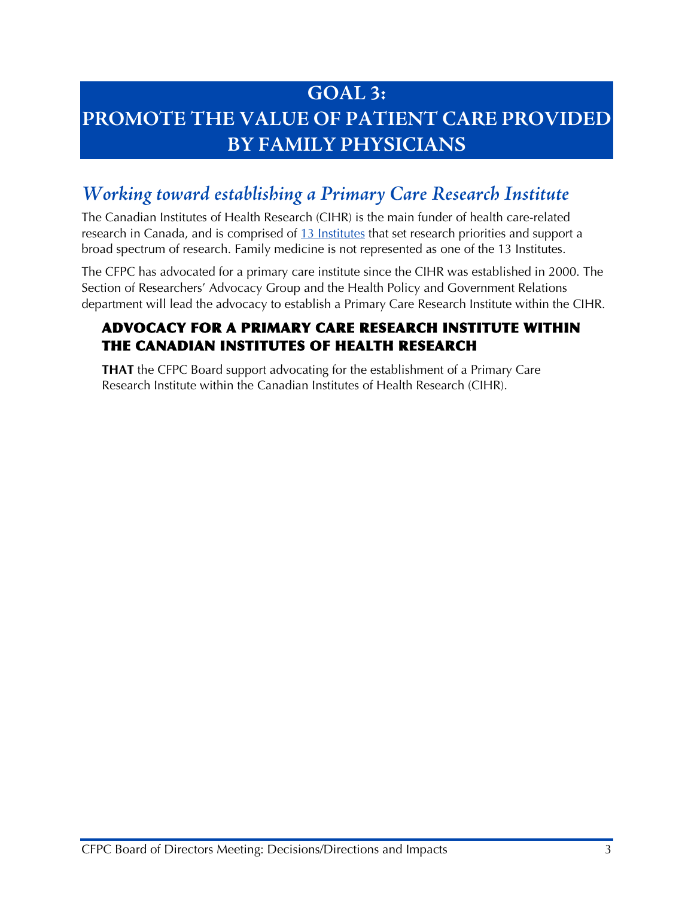# GOAL 3: PROMOTE THE VALUE OF PATIENT CARE PROVIDED BY FAMILY PHYSICIANS

## *Working toward establishing a Primary Care Research Institute*

The Canadian Institutes of Health Research (CIHR) is the main funder of health care-related research in Canada, and is comprised of 13 Institutes that set research priorities and support a broad spectrum of research. Family medicine is not represented as one of the 13 Institutes.

The CFPC has advocated for a primary care institute since the CIHR was established in 2000. The Section of Researchers' Advocacy Group and the Health Policy and Government Relations department will lead the advocacy to establish a Primary Care Research Institute within the CIHR.

### ADVOCACY FOR A PRIMARY CARE RESEARCH INSTITUTE WITHIN THE CANADIAN INSTITUTES OF HEALTH RESEARCH

**THAT** the CFPC Board support advocating for the establishment of a Primary Care Research Institute within the Canadian Institutes of Health Research (CIHR).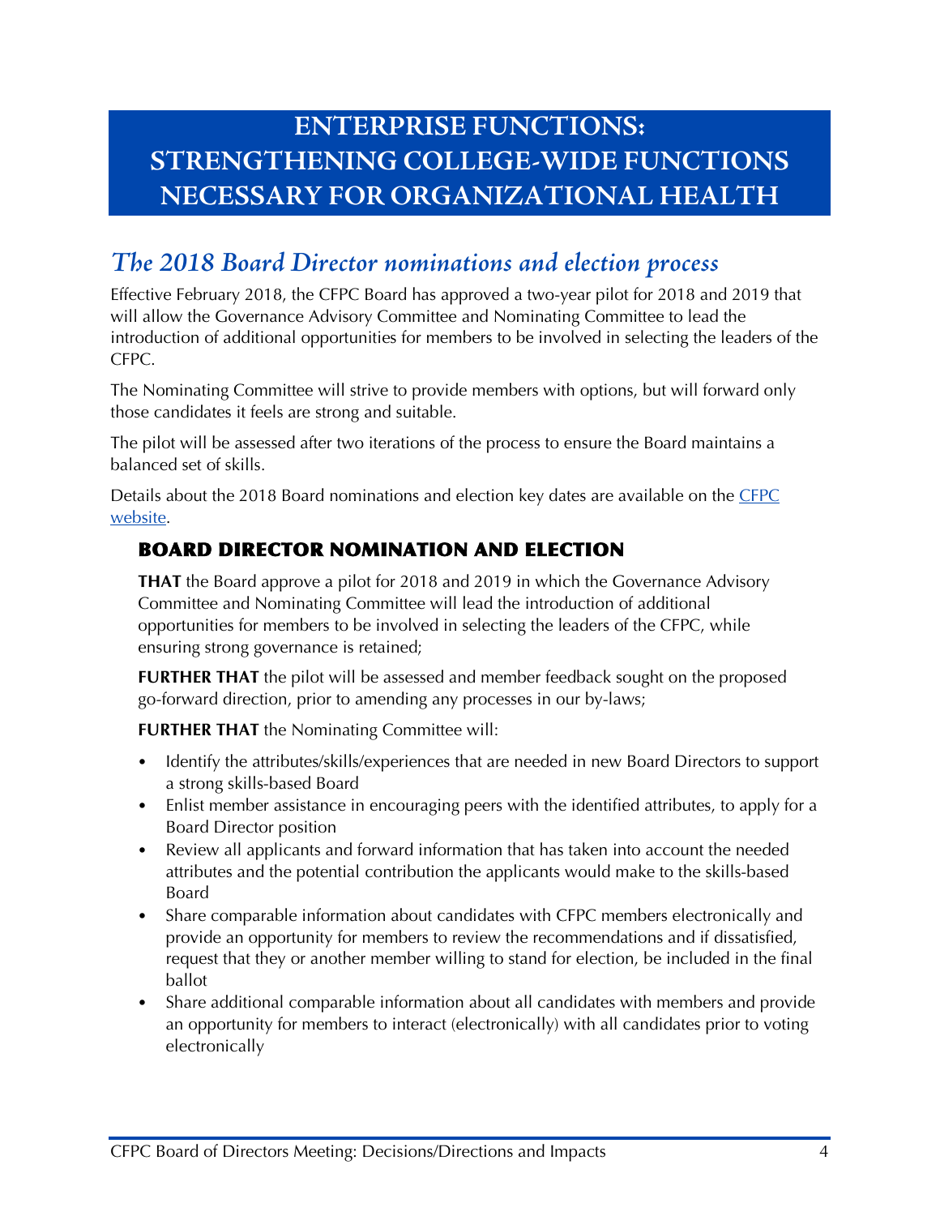# ENTERPRISE FUNCTIONS: STRENGTHENING COLLEGE-WIDE FUNCTIONS NECESSARY FOR ORGANIZATIONAL HEALTH

## *The 2018 Board Director nominations and election process*

Effective February 2018, the CFPC Board has approved a two-year pilot for 2018 and 2019 that will allow the Governance Advisory Committee and Nominating Committee to lead the introduction of additional opportunities for members to be involved in selecting the leaders of the CFPC.

The Nominating Committee will strive to provide members with options, but will forward only those candidates it feels are strong and suitable.

The pilot will be assessed after two iterations of the process to ensure the Board maintains a balanced set of skills.

Details about the 2018 Board nominations and election key dates are available on the CFPC website.

### BOARD DIRECTOR NOMINATION AND ELECTION

**THAT** the Board approve a pilot for 2018 and 2019 in which the Governance Advisory Committee and Nominating Committee will lead the introduction of additional opportunities for members to be involved in selecting the leaders of the CFPC, while ensuring strong governance is retained;

**FURTHER THAT** the pilot will be assessed and member feedback sought on the proposed go-forward direction, prior to amending any processes in our by-laws;

**FURTHER THAT** the Nominating Committee will:

- Identify the attributes/skills/experiences that are needed in new Board Directors to support a strong skills-based Board
- Enlist member assistance in encouraging peers with the identified attributes, to apply for a Board Director position
- Review all applicants and forward information that has taken into account the needed attributes and the potential contribution the applicants would make to the skills-based Board
- Share comparable information about candidates with CFPC members electronically and provide an opportunity for members to review the recommendations and if dissatisfied, request that they or another member willing to stand for election, be included in the final ballot
- Share additional comparable information about all candidates with members and provide an opportunity for members to interact (electronically) with all candidates prior to voting electronically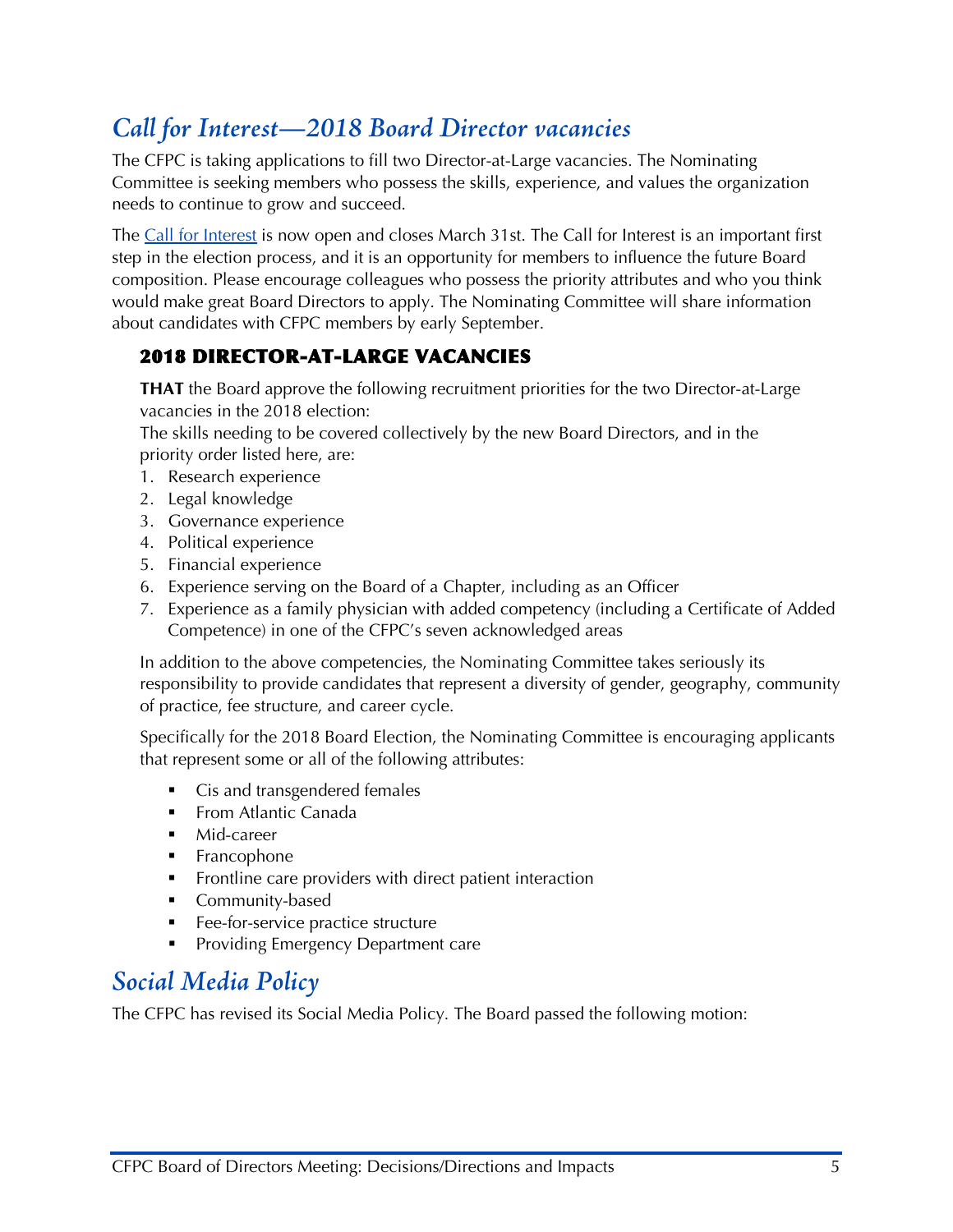## *Call for Interest—2018 Board Director vacancies*

The CFPC is taking applications to fill two Director-at-Large vacancies. The Nominating Committee is seeking members who possess the skills, experience, and values the organization needs to continue to grow and succeed.

The Call for Interest is now open and closes March 31st. The Call for Interest is an important first step in the election process, and it is an opportunity for members to influence the future Board composition. Please encourage colleagues who possess the priority attributes and who you think would make great Board Directors to apply. The Nominating Committee will share information about candidates with CFPC members by early September.

### 2018 DIRECTOR-AT-LARGE VACANCIES

**THAT** the Board approve the following recruitment priorities for the two Director-at-Large vacancies in the 2018 election:

The skills needing to be covered collectively by the new Board Directors, and in the priority order listed here, are:

1. Research experience
2. Legal knowledge
3. Governance experience
4. Political experience
5. Financial experience
6. Experience serving on the Board of a Chapter, including as an Officer
7. Experience as a family physician with added competency (including a Certificate of Added Competence) in one of the CFPC's seven acknowledged areas

In addition to the above competencies, the Nominating Committee takes seriously its responsibility to provide candidates that represent a diversity of gender, geography, community of practice, fee structure, and career cycle.

Specifically for the 2018 Board Election, the Nominating Committee is encouraging applicants that represent some or all of the following attributes:

- Cis and transgendered females
- From Atlantic Canada
- Mid-career
- Francophone
- Frontline care providers with direct patient interaction
- Community-based
- Fee-for-service practice structure
- Providing Emergency Department care

## *Social Media Policy*

The CFPC has revised its Social Media Policy. The Board passed the following motion: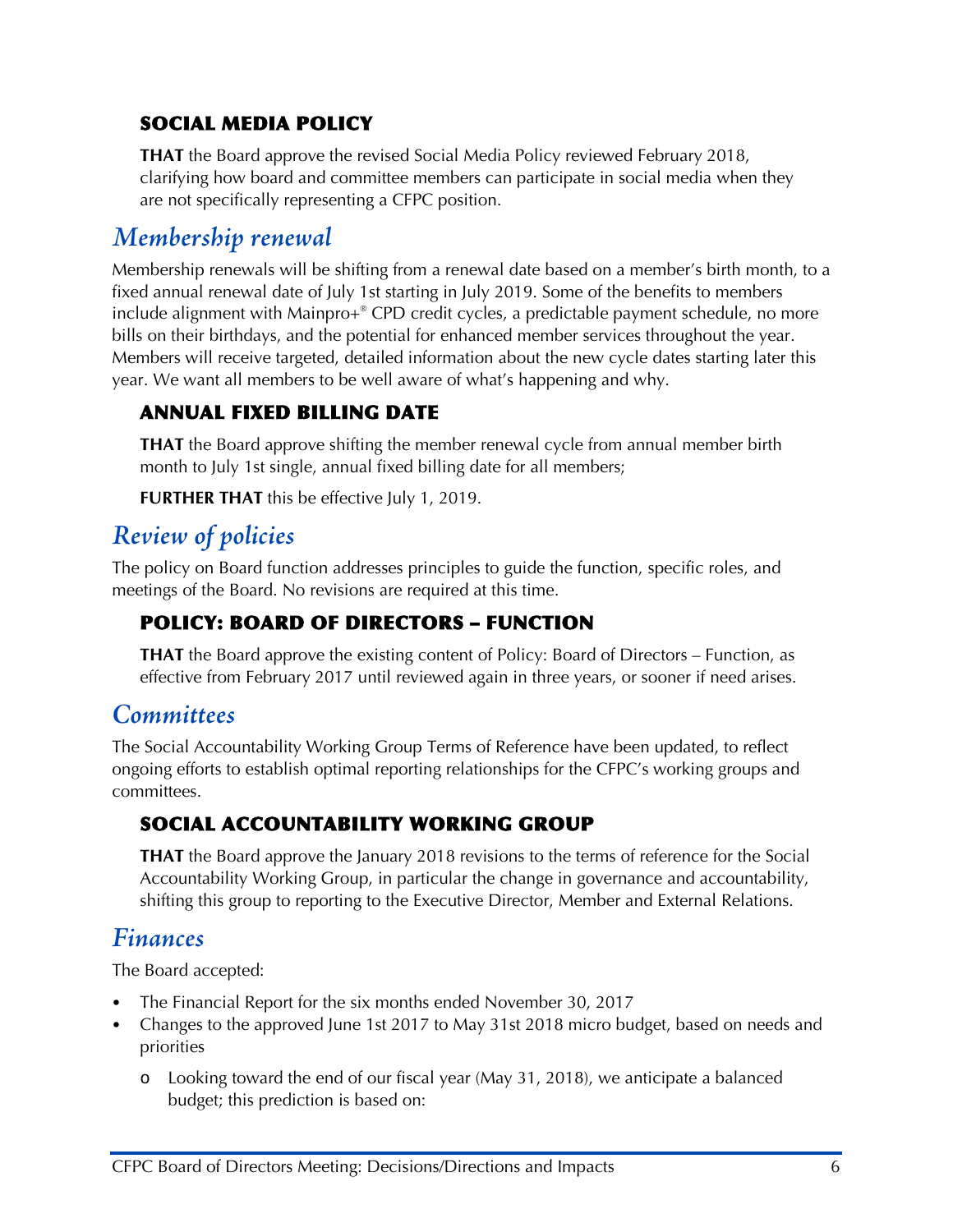### SOCIAL MEDIA POLICY

**THAT** the Board approve the revised Social Media Policy reviewed February 2018, clarifying how board and committee members can participate in social media when they are not specifically representing a CFPC position.

## *Membership renewal*

Membership renewals will be shifting from a renewal date based on a member's birth month, to a fixed annual renewal date of July 1st starting in July 2019. Some of the benefits to members include alignment with Mainpro+® CPD credit cycles, a predictable payment schedule, no more bills on their birthdays, and the potential for enhanced member services throughout the year. Members will receive targeted, detailed information about the new cycle dates starting later this year. We want all members to be well aware of what's happening and why.

### ANNUAL FIXED BILLING DATE

**THAT** the Board approve shifting the member renewal cycle from annual member birth month to July 1st single, annual fixed billing date for all members;

**FURTHER THAT** this be effective July 1, 2019.

## *Review of policies*

The policy on Board function addresses principles to guide the function, specific roles, and meetings of the Board. No revisions are required at this time.

### POLICY: BOARD OF DIRECTORS – FUNCTION

**THAT** the Board approve the existing content of Policy: Board of Directors – Function, as effective from February 2017 until reviewed again in three years, or sooner if need arises.

## *Committees*

The Social Accountability Working Group Terms of Reference have been updated, to reflect ongoing efforts to establish optimal reporting relationships for the CFPC's working groups and committees.

### SOCIAL ACCOUNTABILITY WORKING GROUP

**THAT** the Board approve the January 2018 revisions to the terms of reference for the Social Accountability Working Group, in particular the change in governance and accountability, shifting this group to reporting to the Executive Director, Member and External Relations.

## *Finances*

The Board accepted:

- The Financial Report for the six months ended November 30, 2017
- Changes to the approved June 1st 2017 to May 31st 2018 micro budget, based on needs and priorities
  - Looking toward the end of our fiscal year (May 31, 2018), we anticipate a balanced budget; this prediction is based on: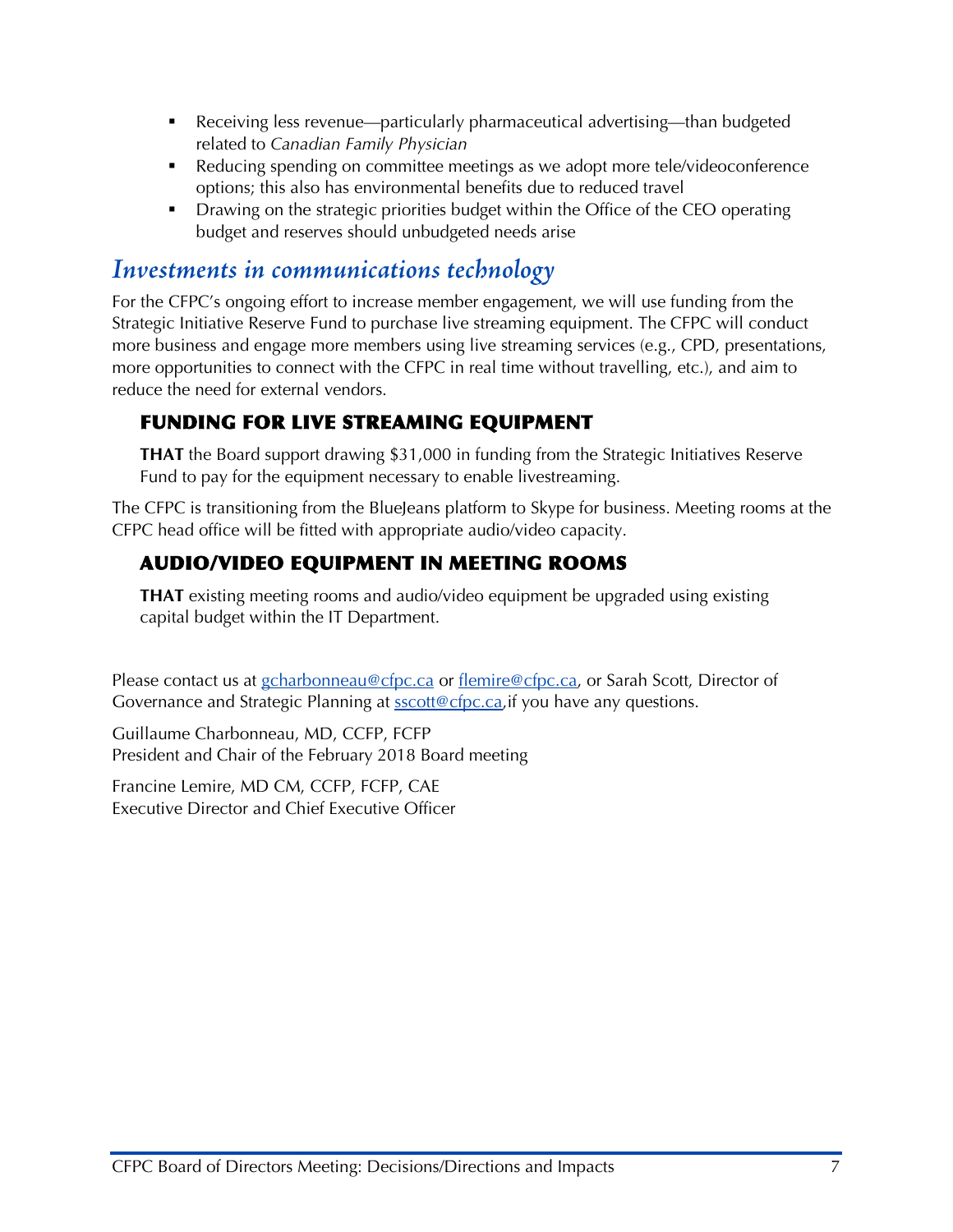- Receiving less revenue—particularly pharmaceutical advertising—than budgeted related to *Canadian Family Physician*
- Reducing spending on committee meetings as we adopt more tele/videoconference options; this also has environmental benefits due to reduced travel
- Drawing on the strategic priorities budget within the Office of the CEO operating budget and reserves should unbudgeted needs arise

## *Investments in communications technology*

For the CFPC's ongoing effort to increase member engagement, we will use funding from the Strategic Initiative Reserve Fund to purchase live streaming equipment. The CFPC will conduct more business and engage more members using live streaming services (e.g., CPD, presentations, more opportunities to connect with the CFPC in real time without travelling, etc.), and aim to reduce the need for external vendors.

### FUNDING FOR LIVE STREAMING EQUIPMENT

**THAT** the Board support drawing $31,000 in funding from the Strategic Initiatives Reserve Fund to pay for the equipment necessary to enable livestreaming.

The CFPC is transitioning from the BlueJeans platform to Skype for business. Meeting rooms at the CFPC head office will be fitted with appropriate audio/video capacity.

### AUDIO/VIDEO EQUIPMENT IN MEETING ROOMS

**THAT** existing meeting rooms and audio/video equipment be upgraded using existing capital budget within the IT Department.

Please contact us at gcharbonneau@cfpc.ca or flemire@cfpc.ca, or Sarah Scott, Director of Governance and Strategic Planning at sscott@cfpc.ca, if you have any questions.

Guillaume Charbonneau, MD, CCFP, FCFP
President and Chair of the February 2018 Board meeting

Francine Lemire, MD CM, CCFP, FCFP, CAE
Executive Director and Chief Executive Officer